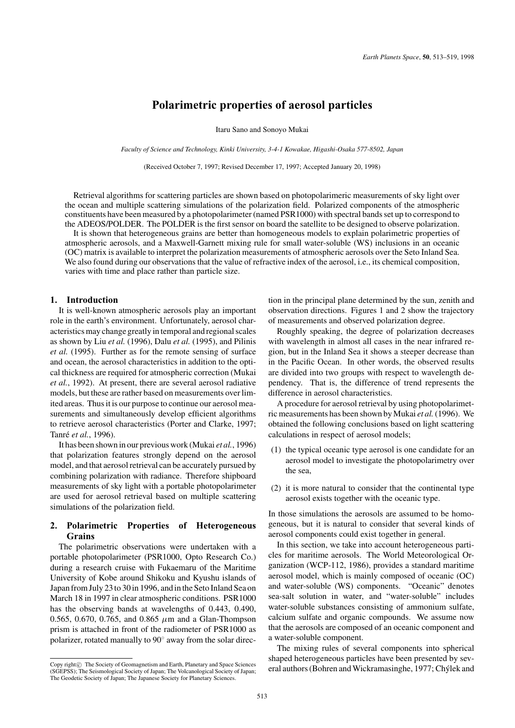# Polarimetric properties of aerosol particles

Itaru Sano and Sonoyo Mukai

*Faculty of Science and Technology, Kinki University, 3-4-1 Kowakae, Higashi-Osaka 577-8502, Japan*

(Received October 7, 1997; Revised December 17, 1997; Accepted January 20, 1998)

Retrieval algorithms for scattering particles are shown based on photopolarimeric measurements of sky light over the ocean and multiple scattering simulations of the polarization field. Polarized components of the atmospheric constituents have been measured by a photopolarimeter (named PSR1000) with spectral bands set up to correspond to the ADEOS/POLDER. The POLDER is the first sensor on board the satellite to be designed to observe polarization.

It is shown that heterogeneous grains are better than homogeneous models to explain polarimetric properties of atmospheric aerosols, and a Maxwell-Garnett mixing rule for small water-soluble (WS) inclusions in an oceanic (OC) matrix is available to interpret the polarization measurements of atmospheric aerosols over the Seto Inland Sea. We also found during our observations that the value of refractive index of the aerosol, i.e., its chemical composition, varies with time and place rather than particle size.

## 1. Introduction

It is well-known atmospheric aerosols play an important role in the earth's environment. Unfortunately, aerosol characteristics may change greatly in temporal and regional scales as shown by Liu *et al.* (1996), Dalu *et al.* (1995), and Pilinis *et al.* (1995). Further as for the remote sensing of surface and ocean, the aerosol characteristics in addition to the optical thickness are required for atmospheric correction (Mukai *et al.*, 1992). At present, there are several aerosol radiative models, but these are rather based on measurements over limited areas. Thus it is our purpose to continue our aerosol measurements and simultaneously develop efficient algorithms to retrieve aerosol characteristics (Porter and Clarke, 1997; Tanré *et al.*, 1996).

It has been shown in our previous work (Mukai *et al.*, 1996) that polarization features strongly depend on the aerosol model, and that aerosol retrieval can be accurately pursued by combining polarization with radiance. Therefore shipboard measurements of sky light with a portable photopolarimeter are used for aerosol retrieval based on multiple scattering simulations of the polarization field.

## 2. Polarimetric Properties of Heterogeneous Grains

The polarimetric observations were undertaken with a portable photopolarimeter (PSR1000, Opto Research Co.) during a research cruise with Fukaemaru of the Maritime University of Kobe around Shikoku and Kyushu islands of Japan from July 23 to 30 in 1996, and in the Seto Inland Sea on March 18 in 1997 in clear atmospheric conditions. PSR1000 has the observing bands at wavelengths of 0.443, 0.490, 0.565, 0.670, 0.765, and 0.865 $\mu$m and a Glan-Thompson prism is attached in front of the radiometer of PSR1000 as polarizer, rotated manually to 90° away from the solar direction in the principal plane determined by the sun, zenith and observation directions. Figures 1 and 2 show the trajectory of measurements and observed polarization degree.

Roughly speaking, the degree of polarization decreases with wavelength in almost all cases in the near infrared region, but in the Inland Sea it shows a steeper decrease than in the Pacific Ocean. In other words, the observed results are divided into two groups with respect to wavelength dependency. That is, the difference of trend represents the difference in aerosol characteristics.

A procedure for aerosol retrieval by using photopolarimetric measurements has been shown by Mukai *et al.* (1996). We obtained the following conclusions based on light scattering calculations in respect of aerosol models;

(1) the typical oceanic type aerosol is one candidate for an aerosol model to investigate the photopolarimetry over the sea,

(2) it is more natural to consider that the continental type aerosol exists together with the oceanic type.

In those simulations the aerosols are assumed to be homogeneous, but it is natural to consider that several kinds of aerosol components could exist together in general.

In this section, we take into account heterogeneous particles for maritime aerosols. The World Meteorological Organization (WCP-112, 1986), provides a standard maritime aerosol model, which is mainly composed of oceanic (OC) and water-soluble (WS) components. "Oceanic" denotes sea-salt solution in water, and "water-soluble" includes water-soluble substances consisting of ammonium sulfate, calcium sulfate and organic compounds. We assume now that the aerosols are composed of an oceanic component and a water-soluble component.

The mixing rules of several components into spherical shaped heterogeneous particles have been presented by several authors (Bohren and Wickramasinghe, 1977; Chýlek and

Copy right© The Society of Geomagnetism and Earth, Planetary and Space Sciences (SGEPSS); The Seismological Society of Japan; The Volcanological Society of Japan; The Geodetic Society of Japan; The Japanese Society for Planetary Sciences.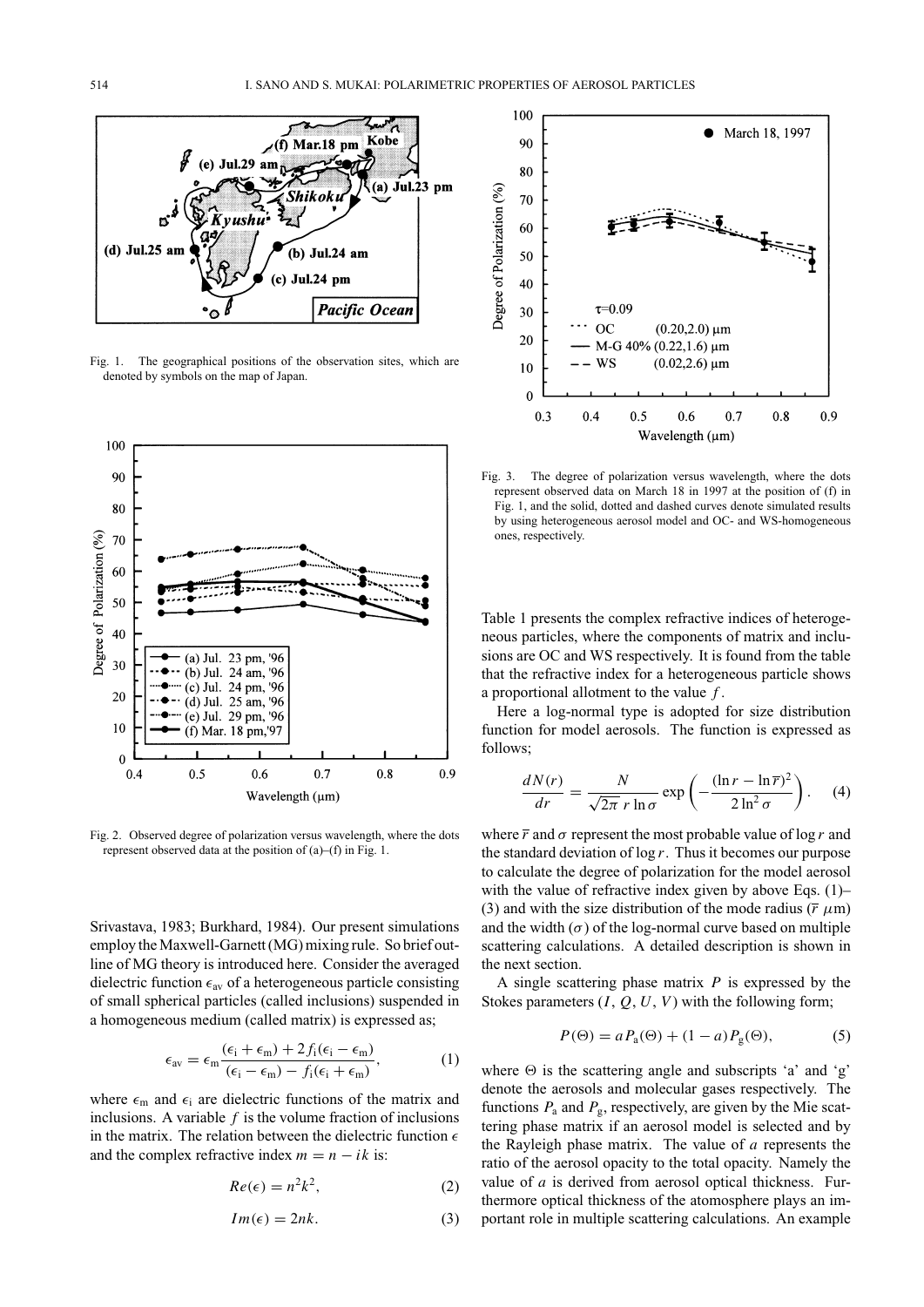Fig. 1. The geographical positions of the observation sites, which are denoted by symbols on the map of Japan.

Fig. 2. Observed degree of polarization versus wavelength, where the dots represent observed data at the position of (a)–(f) in Fig. 1.

Srivastava, 1983; Burkhard, 1984). Our present simulations employ the Maxwell-Garnett (MG) mixing rule. So brief outline of MG theory is introduced here. Consider the averaged dielectric function $\epsilon_{av}$ of a heterogeneous particle consisting of small spherical particles (called inclusions) suspended in a homogeneous medium (called matrix) is expressed as;

$$\epsilon_{av} = \epsilon_m \frac{(\epsilon_i + \epsilon_m) + 2f_i(\epsilon_i - \epsilon_m)}{(\epsilon_i - \epsilon_m) - f_i(\epsilon_i + \epsilon_m)}, \qquad (1)$$

where $\epsilon_m$ and $\epsilon_i$ are dielectric functions of the matrix and inclusions. A variable $f$ is the volume fraction of inclusions in the matrix. The relation between the dielectric function $\epsilon$ and the complex refractive index $m = n - ik$ is:

$$Re(\epsilon) = n^2 k^2, \qquad (2)$$

$$Im(\epsilon) = 2nk. \qquad (3)$$

Fig. 3. The degree of polarization versus wavelength, where the dots represent observed data on March 18 in 1997 at the position of (f) in Fig. 1, and the solid, dotted and dashed curves denote simulated results by using heterogeneous aerosol model and OC- and WS-homogeneous ones, respectively.

Table 1 presents the complex refractive indices of heterogeneous particles, where the components of matrix and inclusions are OC and WS respectively. It is found from the table that the refractive index for a heterogeneous particle shows a proportional allotment to the value $f$.

Here a log-normal type is adopted for size distribution function for model aerosols. The function is expressed as follows;

$$\frac{dN(r)}{dr} = \frac{N}{\sqrt{2\pi}\, r \ln \sigma} \exp\left(-\frac{(\ln r - \ln \overline{r})^2}{2\ln^2 \sigma}\right). \qquad (4)$$

where $\overline{r}$ and $\sigma$ represent the most probable value of $\log r$ and the standard deviation of $\log r$. Thus it becomes our purpose to calculate the degree of polarization for the model aerosol with the value of refractive index given by above Eqs. (1)–(3) and with the size distribution of the mode radius ($\overline{r}$ $\mu$m) and the width ($\sigma$) of the log-normal curve based on multiple scattering calculations. A detailed description is shown in the next section.

A single scattering phase matrix $P$ is expressed by the Stokes parameters $(I, Q, U, V)$ with the following form;

$$P(\Theta) = aP_a(\Theta) + (1 - a)P_g(\Theta), \qquad (5)$$

where $\Theta$ is the scattering angle and subscripts 'a' and 'g' denote the aerosols and molecular gases respectively. The functions $P_a$ and $P_g$, respectively, are given by the Mie scattering phase matrix if an aerosol model is selected and by the Rayleigh phase matrix. The value of $a$ represents the ratio of the aerosol opacity to the total opacity. Namely the value of $a$ is derived from aerosol optical thickness. Furthermore optical thickness of the atomosphere plays an important role in multiple scattering calculations. An example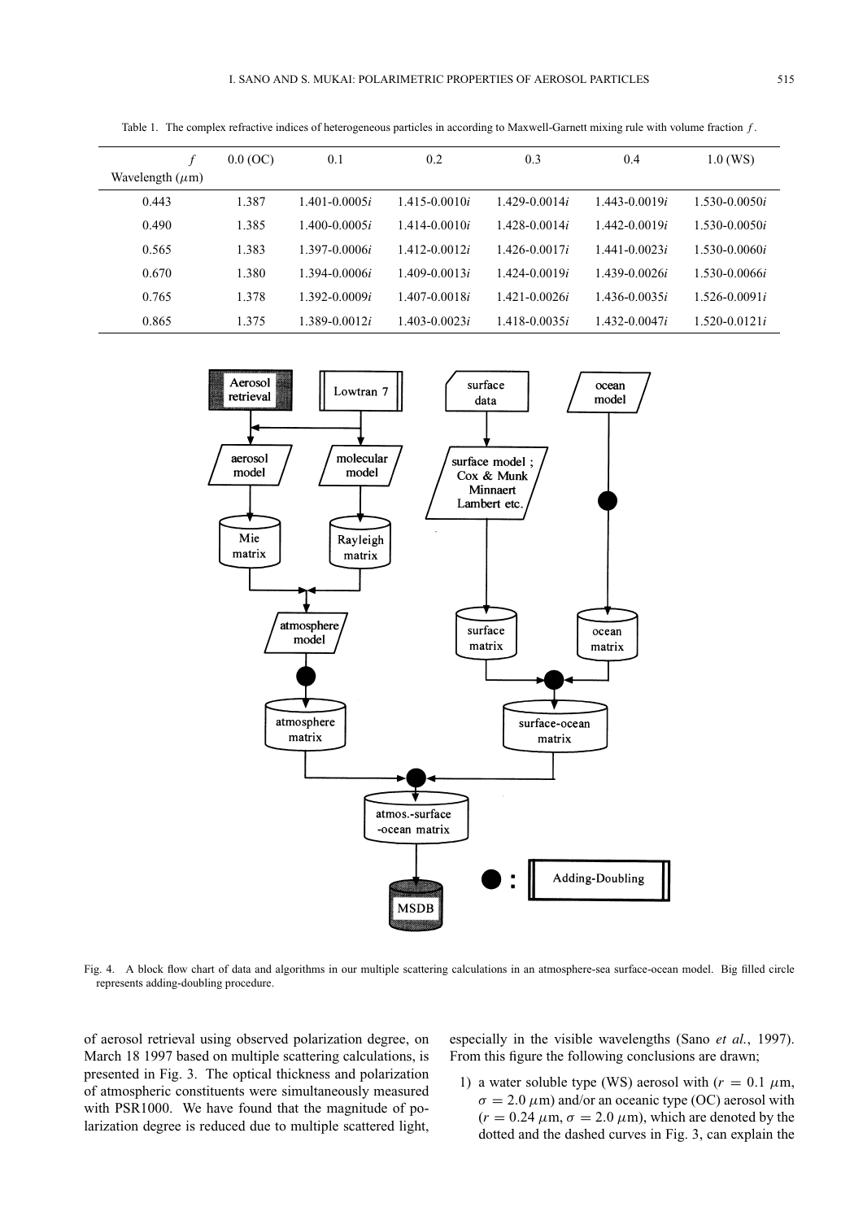Table 1. The complex refractive indices of heterogeneous particles in according to Maxwell-Garnett mixing rule with volume fraction $f$.

| $f$ / Wavelength ($\mu$m) | 0.0 (OC) | 0.1 | 0.2 | 0.3 | 0.4 | 1.0 (WS) |
|---|---|---|---|---|---|---|
| 0.443 | 1.387 | 1.401-0.0005$i$ | 1.415-0.0010$i$ | 1.429-0.0014$i$ | 1.443-0.0019$i$ | 1.530-0.0050$i$ |
| 0.490 | 1.385 | 1.400-0.0005$i$ | 1.414-0.0010$i$ | 1.428-0.0014$i$ | 1.442-0.0019$i$ | 1.530-0.0050$i$ |
| 0.565 | 1.383 | 1.397-0.0006$i$ | 1.412-0.0012$i$ | 1.426-0.0017$i$ | 1.441-0.0023$i$ | 1.530-0.0060$i$ |
| 0.670 | 1.380 | 1.394-0.0006$i$ | 1.409-0.0013$i$ | 1.424-0.0019$i$ | 1.439-0.0026$i$ | 1.530-0.0066$i$ |
| 0.765 | 1.378 | 1.392-0.0009$i$ | 1.407-0.0018$i$ | 1.421-0.0026$i$ | 1.436-0.0035$i$ | 1.526-0.0091$i$ |
| 0.865 | 1.375 | 1.389-0.0012$i$ | 1.403-0.0023$i$ | 1.418-0.0035$i$ | 1.432-0.0047$i$ | 1.520-0.0121$i$ |

Fig. 4. A block flow chart of data and algorithms in our multiple scattering calculations in an atmosphere-sea surface-ocean model. Big filled circle represents adding-doubling procedure.

of aerosol retrieval using observed polarization degree, on March 18 1997 based on multiple scattering calculations, is presented in Fig. 3. The optical thickness and polarization of atmospheric constituents were simultaneously measured with PSR1000. We have found that the magnitude of polarization degree is reduced due to multiple scattered light, especially in the visible wavelengths (Sano *et al.*, 1997). From this figure the following conclusions are drawn;

1) a water soluble type (WS) aerosol with ($r = 0.1$ $\mu$m, $\sigma = 2.0$ $\mu$m) and/or an oceanic type (OC) aerosol with ($r = 0.24$ $\mu$m, $\sigma = 2.0$ $\mu$m), which are denoted by the dotted and the dashed curves in Fig. 3, can explain the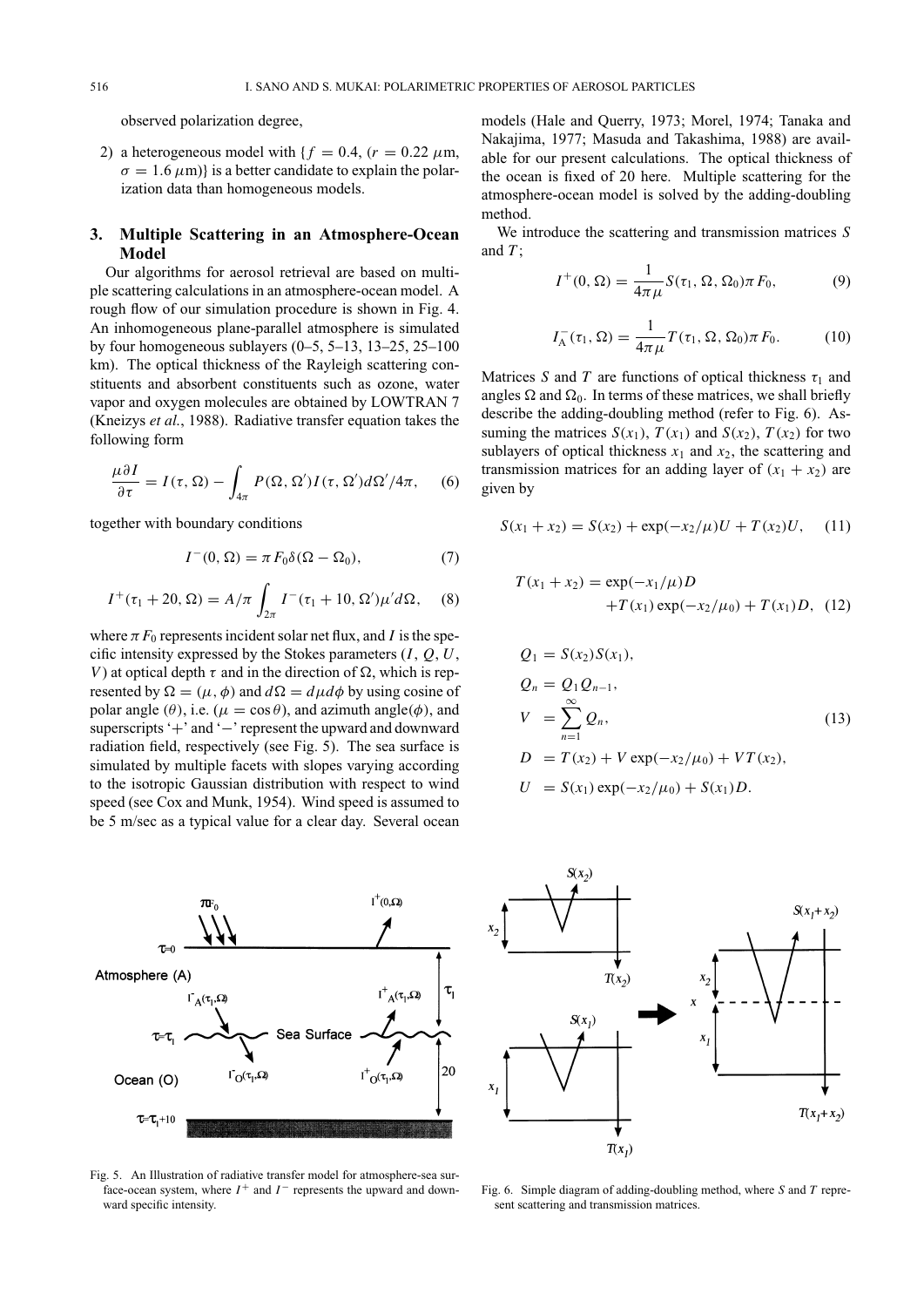observed polarization degree,

2) a heterogeneous model with $\{f = 0.4, (r = 0.22\ \mu\text{m}, \sigma = 1.6\ \mu\text{m})\}$ is a better candidate to explain the polarization data than homogeneous models.

## 3. Multiple Scattering in an Atmosphere-Ocean Model

Our algorithms for aerosol retrieval are based on multiple scattering calculations in an atmosphere-ocean model. A rough flow of our simulation procedure is shown in Fig. 4. An inhomogeneous plane-parallel atmosphere is simulated by four homogeneous sublayers (0–5, 5–13, 13–25, 25–100 km). The optical thickness of the Rayleigh scattering constituents and absorbent constituents such as ozone, water vapor and oxygen molecules are obtained by LOWTRAN 7 (Kneizys *et al.*, 1988). Radiative transfer equation takes the following form

$$\frac{\mu \partial I}{\partial \tau} = I(\tau, \Omega) - \int_{4\pi} P(\Omega, \Omega') I(\tau, \Omega') d\Omega' / 4\pi, \quad (6)$$

together with boundary conditions

$$I^-(0, \Omega) = \pi F_0 \delta(\Omega - \Omega_0), \quad (7)$$

$$I^+(\tau_1 + 20, \Omega) = A/\pi \int_{2\pi} I^-(\tau_1 + 10, \Omega') \mu' d\Omega, \quad (8)$$

where $\pi F_0$ represents incident solar net flux, and $I$ is the specific intensity expressed by the Stokes parameters $(I, Q, U, V)$ at optical depth $\tau$ and in the direction of $\Omega$, which is represented by $\Omega = (\mu, \phi)$ and $d\Omega = d\mu d\phi$ by using cosine of polar angle $(\theta)$, i.e. $(\mu = \cos\theta)$, and azimuth angle$(\phi)$, and superscripts '+' and '−' represent the upward and downward radiation field, respectively (see Fig. 5). The sea surface is simulated by multiple facets with slopes varying according to the isotropic Gaussian distribution with respect to wind speed (see Cox and Munk, 1954). Wind speed is assumed to be 5 m/sec as a typical value for a clear day. Several ocean models (Hale and Querry, 1973; Morel, 1974; Tanaka and Nakajima, 1977; Masuda and Takashima, 1988) are available for our present calculations. The optical thickness of the ocean is fixed of 20 here. Multiple scattering for the atmosphere-ocean model is solved by the adding-doubling method.

We introduce the scattering and transmission matrices $S$ and $T$;

$$I^+(0, \Omega) = \frac{1}{4\pi\mu} S(\tau_1, \Omega, \Omega_0) \pi F_0, \quad (9)$$

$$I_A^-(\tau_1, \Omega) = \frac{1}{4\pi\mu} T(\tau_1, \Omega, \Omega_0) \pi F_0. \quad (10)$$

Matrices $S$ and $T$ are functions of optical thickness $\tau_1$ and angles $\Omega$ and $\Omega_0$. In terms of these matrices, we shall briefly describe the adding-doubling method (refer to Fig. 6). Assuming the matrices $S(x_1)$, $T(x_1)$ and $S(x_2)$, $T(x_2)$ for two sublayers of optical thickness $x_1$ and $x_2$, the scattering and transmission matrices for an adding layer of $(x_1 + x_2)$ are given by

$$S(x_1 + x_2) = S(x_2) + \exp(-x_2/\mu) U + T(x_2) U, \quad (11)$$

$$T(x_1 + x_2) = \exp(-x_1/\mu) D + T(x_1) \exp(-x_2/\mu_0) + T(x_1) D, \quad (12)$$

$$\begin{aligned}
Q_1 &= S(x_2) S(x_1), \\
Q_n &= Q_1 Q_{n-1}, \\
V &= \sum_{n=1}^{\infty} Q_n, \\
D &= T(x_2) + V \exp(-x_2/\mu_0) + V T(x_2), \\
U &= S(x_1) \exp(-x_2/\mu_0) + S(x_1) D.
\end{aligned} \quad (13)$$

Fig. 5. An Illustration of radiative transfer model for atmosphere-sea surface-ocean system, where $I^+$ and $I^-$ represents the upward and downward specific intensity.

Fig. 6. Simple diagram of adding-doubling method, where $S$ and $T$ represent scattering and transmission matrices.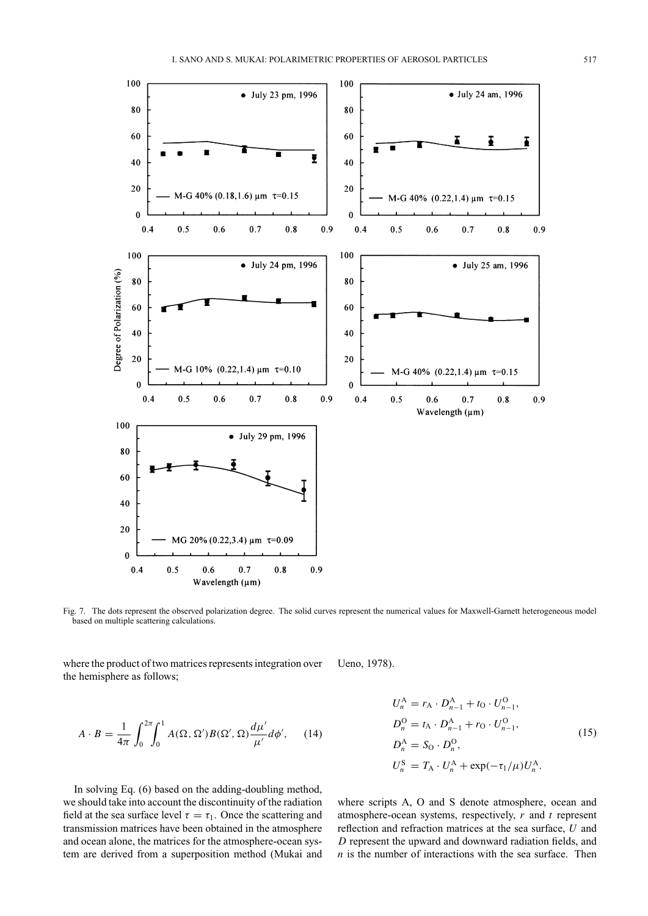Fig. 7. The dots represent the observed polarization degree. The solid curves represent the numerical values for Maxwell-Garnett heterogeneous model based on multiple scattering calculations.

where the product of two matrices represents integration over the hemisphere as follows;

$$A \cdot B = \frac{1}{4\pi} \int_0^{2\pi} \int_0^1 A(\Omega, \Omega') B(\Omega', \Omega) \frac{d\mu'}{\mu'} d\phi', \quad (14)$$

In solving Eq. (6) based on the adding-doubling method, we should take into account the discontinuity of the radiation field at the sea surface level $\tau = \tau_1$. Once the scattering and transmission matrices have been obtained in the atmosphere and ocean alone, the matrices for the atmosphere-ocean system are derived from a superposition method (Mukai and Ueno, 1978).

$$\begin{aligned}
U_n^{\mathrm{A}} &= r_{\mathrm{A}} \cdot D_{n-1}^{\mathrm{A}} + t_{\mathrm{O}} \cdot U_{n-1}^{\mathrm{O}}, \\
D_n^{\mathrm{O}} &= t_{\mathrm{A}} \cdot D_{n-1}^{\mathrm{A}} + r_{\mathrm{O}} \cdot U_{n-1}^{\mathrm{O}}, \\
D_n^{\mathrm{A}} &= S_{\mathrm{O}} \cdot D_n^{\mathrm{O}}, \\
U_n^{\mathrm{S}} &= T_{\mathrm{A}} \cdot U_n^{\mathrm{A}} + \exp(-\tau_1/\mu) U_n^{\mathrm{A}}.
\end{aligned} \quad (15)$$

where scripts A, O and S denote atmosphere, ocean and atmosphere-ocean systems, respectively, $r$ and $t$ represent reflection and refraction matrices at the sea surface, $U$ and $D$ represent the upward and downward radiation fields, and $n$ is the number of interactions with the sea surface. Then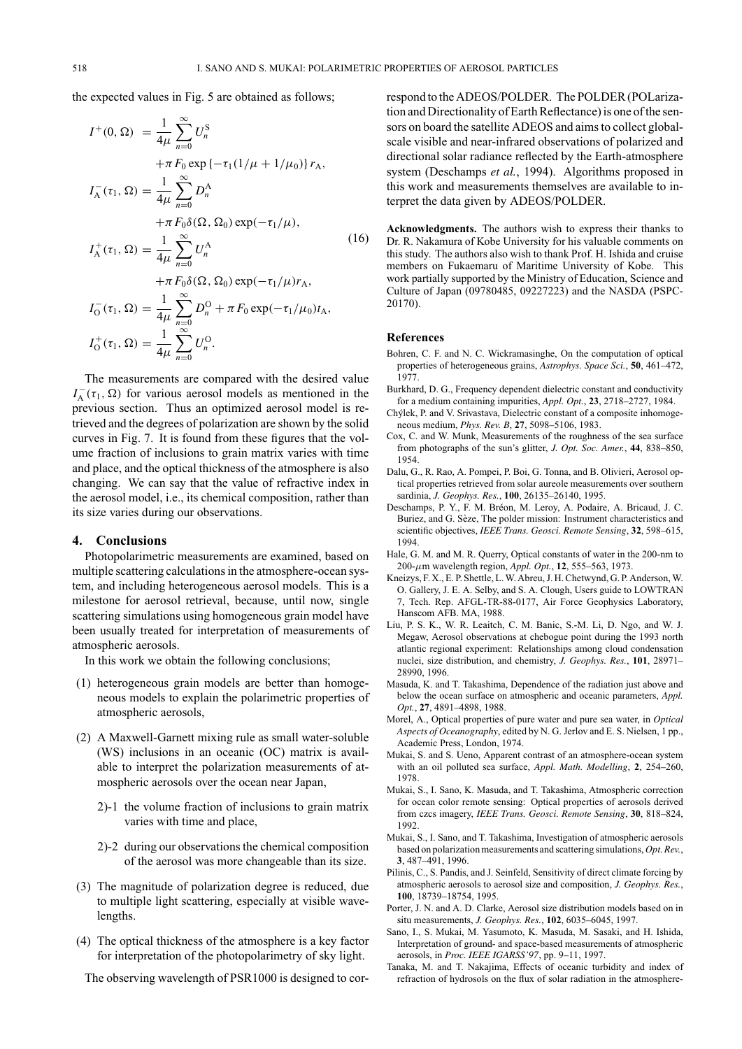the expected values in Fig. 5 are obtained as follows;

$$
\begin{aligned}
I^+(0,\Omega) &= \frac{1}{4\mu}\sum_{n=0}^{\infty} U_n^{\mathrm{S}} \\
&\quad + \pi F_0 \exp\{-\tau_1(1/\mu + 1/\mu_0)\} r_{\mathrm{A}}, \\
I_{\mathrm{A}}^-(\tau_1,\Omega) &= \frac{1}{4\mu}\sum_{n=0}^{\infty} D_n^{\mathrm{A}} \\
&\quad + \pi F_0 \delta(\Omega,\Omega_0)\exp(-\tau_1/\mu), \\
I_{\mathrm{A}}^+(\tau_1,\Omega) &= \frac{1}{4\mu}\sum_{n=0}^{\infty} U_n^{\mathrm{A}} \\
&\quad + \pi F_0 \delta(\Omega,\Omega_0)\exp(-\tau_1/\mu) r_{\mathrm{A}}, \\
I_{\mathrm{O}}^-(\tau_1,\Omega) &= \frac{1}{4\mu}\sum_{n=0}^{\infty} D_n^{\mathrm{O}} + \pi F_0 \exp(-\tau_1/\mu_0) t_{\mathrm{A}}, \\
I_{\mathrm{O}}^+(\tau_1,\Omega) &= \frac{1}{4\mu}\sum_{n=0}^{\infty} U_n^{\mathrm{O}}.
\end{aligned}
\tag{16}
$$

The measurements are compared with the desired value $I_{\mathrm{A}}^-(\tau_1,\Omega)$ for various aerosol models as mentioned in the previous section. Thus an optimized aerosol model is retrieved and the degrees of polarization are shown by the solid curves in Fig. 7. It is found from these figures that the volume fraction of inclusions to grain matrix varies with time and place, and the optical thickness of the atmosphere is also changing. We can say that the value of refractive index in the aerosol model, i.e., its chemical composition, rather than its size varies during our observations.

## 4. Conclusions

Photopolarimetric measurements are examined, based on multiple scattering calculations in the atmosphere-ocean system, and including heterogeneous aerosol models. This is a milestone for aerosol retrieval, because, until now, single scattering simulations using homogeneous grain model have been usually treated for interpretation of measurements of atmospheric aerosols.

In this work we obtain the following conclusions;

(1) heterogeneous grain models are better than homogeneous models to explain the polarimetric properties of atmospheric aerosols,

(2) A Maxwell-Garnett mixing rule as small water-soluble (WS) inclusions in an oceanic (OC) matrix is available to interpret the polarization measurements of atmospheric aerosols over the ocean near Japan,

   2)-1 the volume fraction of inclusions to grain matrix varies with time and place,

   2)-2 during our observations the chemical composition of the aerosol was more changeable than its size.

(3) The magnitude of polarization degree is reduced, due to multiple light scattering, especially at visible wavelengths.

(4) The optical thickness of the atmosphere is a key factor for interpretation of the photopolarimetry of sky light.

The observing wavelength of PSR1000 is designed to correspond to the ADEOS/POLDER. The POLDER (POLarization and Directionality of Earth Reflectance) is one of the sensors on board the satellite ADEOS and aims to collect global-scale visible and near-infrared observations of polarized and directional solar radiance reflected by the Earth-atmosphere system (Deschamps *et al.*, 1994). Algorithms proposed in this work and measurements themselves are available to interpret the data given by ADEOS/POLDER.

**Acknowledgments.** The authors wish to express their thanks to Dr. R. Nakamura of Kobe University for his valuable comments on this study. The authors also wish to thank Prof. H. Ishida and cruise members on Fukaemaru of Maritime University of Kobe. This work partially supported by the Ministry of Education, Science and Culture of Japan (09780485, 09227223) and the NASDA (PSPC-20170).

## References

Bohren, C. F. and N. C. Wickramasinghe, On the computation of optical properties of heterogeneous grains, *Astrophys. Space Sci.*, **50**, 461–472, 1977.

Burkhard, D. G., Frequency dependent dielectric constant and conductivity for a medium containing impurities, *Appl. Opt.*, **23**, 2718–2727, 1984.

Chýlek, P. and V. Srivastava, Dielectric constant of a composite inhomogeneous medium, *Phys. Rev. B*, **27**, 5098–5106, 1983.

Cox, C. and W. Munk, Measurements of the roughness of the sea surface from photographs of the sun's glitter, *J. Opt. Soc. Amer.*, **44**, 838–850, 1954.

Dalu, G., R. Rao, A. Pompei, P. Boi, G. Tonna, and B. Olivieri, Aerosol optical properties retrieved from solar aureole measurements over southern sardinia, *J. Geophys. Res.*, **100**, 26135–26140, 1995.

Deschamps, P. Y., F. M. Bréon, M. Leroy, A. Podaire, A. Bricaud, J. C. Buriez, and G. Sèze, The polder mission: Instrument characteristics and scientific objectives, *IEEE Trans. Geosci. Remote Sensing*, **32**, 598–615, 1994.

Hale, G. M. and M. R. Querry, Optical constants of water in the 200-nm to 200-$\mu$m wavelength region, *Appl. Opt.*, **12**, 555–563, 1973.

Kneizys, F. X., E. P. Shettle, L. W. Abreu, J. H. Chetwynd, G. P. Anderson, W. O. Gallery, J. E. A. Selby, and S. A. Clough, Users guide to LOWTRAN 7, Tech. Rep. AFGL-TR-88-0177, Air Force Geophysics Laboratory, Hanscom AFB. MA, 1988.

Liu, P. S. K., W. R. Leaitch, C. M. Banic, S.-M. Li, D. Ngo, and W. J. Megaw, Aerosol observations at chebogue point during the 1993 north atlantic regional experiment: Relationships among cloud condensation nuclei, size distribution, and chemistry, *J. Geophys. Res.*, **101**, 28971–28990, 1996.

Masuda, K. and T. Takashima, Dependence of the radiation just above and below the ocean surface on atmospheric and oceanic parameters, *Appl. Opt.*, **27**, 4891–4898, 1988.

Morel, A., Optical properties of pure water and pure sea water, in *Optical Aspects of Oceanography*, edited by N. G. Jerlov and E. S. Nielsen, 1 pp., Academic Press, London, 1974.

Mukai, S. and S. Ueno, Apparent contrast of an atmosphere-ocean system with an oil polluted sea surface, *Appl. Math. Modelling*, **2**, 254–260, 1978.

Mukai, S., I. Sano, K. Masuda, and T. Takashima, Atmospheric correction for ocean color remote sensing: Optical properties of aerosols derived from czcs imagery, *IEEE Trans. Geosci. Remote Sensing*, **30**, 818–824, 1992.

Mukai, S., I. Sano, and T. Takashima, Investigation of atmospheric aerosols based on polarization measurements and scattering simulations, *Opt. Rev.*, **3**, 487–491, 1996.

Pilinis, C., S. Pandis, and J. Seinfeld, Sensitivity of direct climate forcing by atmospheric aerosols to aerosol size and composition, *J. Geophys. Res.*, **100**, 18739–18754, 1995.

Porter, J. N. and A. D. Clarke, Aerosol size distribution models based on in situ measurements, *J. Geophys. Res.*, **102**, 6035–6045, 1997.

Sano, I., S. Mukai, M. Yasumoto, K. Masuda, M. Sasaki, and H. Ishida, Interpretation of ground- and space-based measurements of atmospheric aerosols, in *Proc. IEEE IGARSS'97*, pp. 9–11, 1997.

Tanaka, M. and T. Nakajima, Effects of oceanic turbidity and index of refraction of hydrosols on the flux of solar radiation in the atmosphere-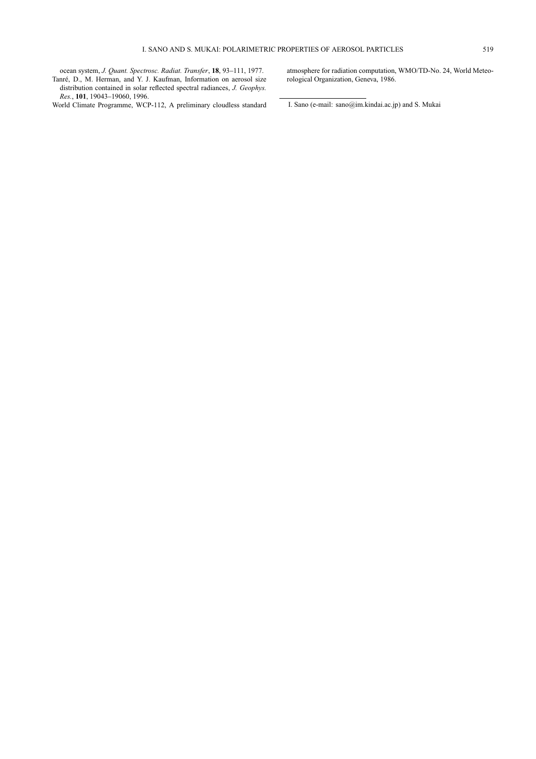ocean system, *J. Quant. Spectrosc. Radiat. Transfer*, **18**, 93–111, 1977.

Tanré, D., M. Herman, and Y. J. Kaufman, Information on aerosol size distribution contained in solar reflected spectral radiances, *J. Geophys. Res.*, **101**, 19043–19060, 1996.

World Climate Programme, WCP-112, A preliminary cloudless standard atmosphere for radiation computation, WMO/TD-No. 24, World Meteorological Organization, Geneva, 1986.

---

I. Sano (e-mail: sano@im.kindai.ac.jp) and S. Mukai